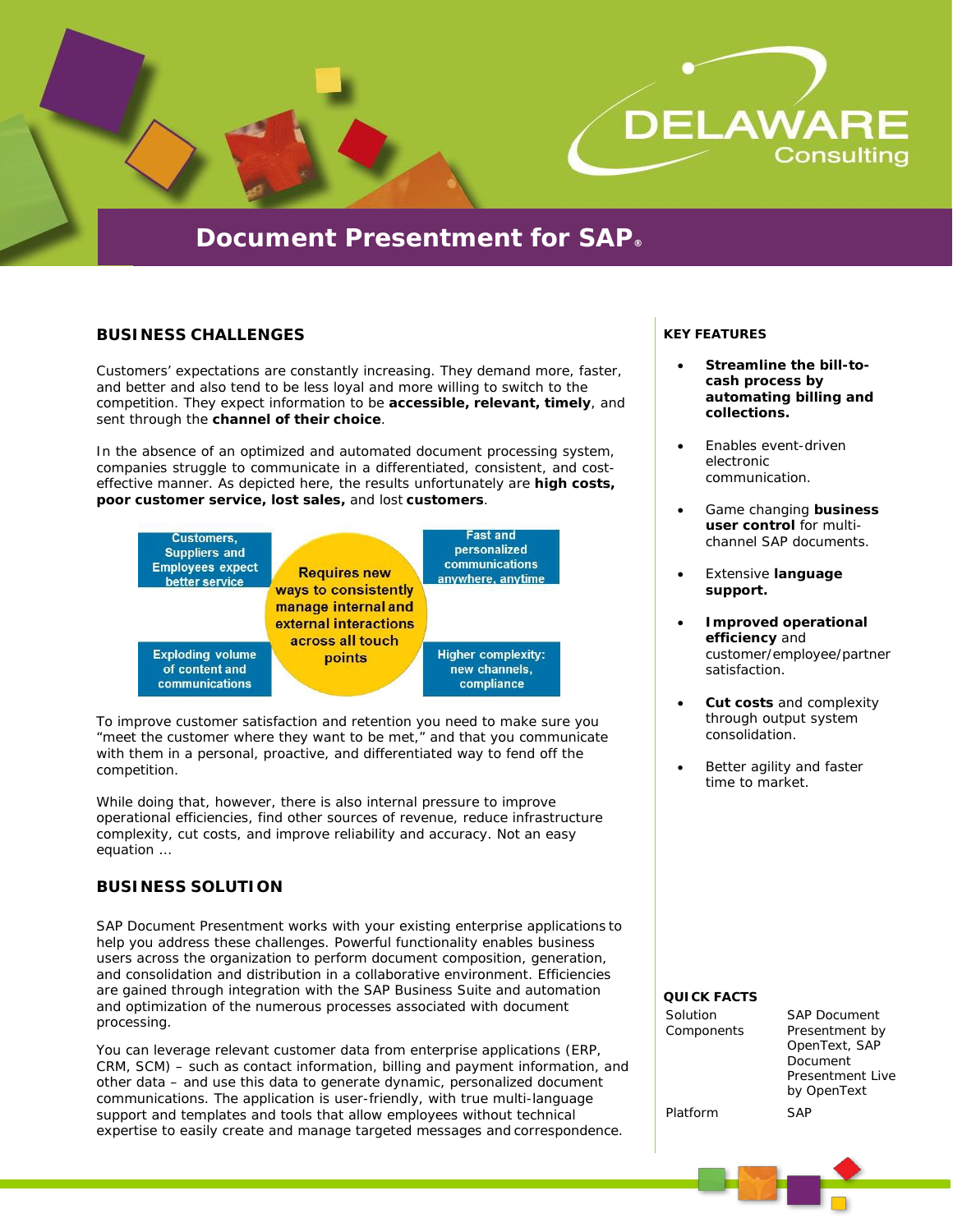DELAWARE Consulting

# Document Presentment for SAP®

## BUSINESS CHALLENGES

Customers' expectations are constantly increasing. They demand more, faster, and better and also tend to be less loyal and more willing to switch to the competition. They expect information to be **accessible, relevant, timely**, and sent through the **channel of their choice**.

In the absence of an optimized and automated document processing system, companies struggle to communicate in a differentiated, consistent, and cost-effective manner. As depicted here, the results unfortunately are **high costs, poor customer service, lost sales,** and lost **customers**.

Customers, Suppliers and Employees expect better service

Fast and personalized communications anywhere, anytime

Requires new ways to consistently manage internal and external interactions across all touch points

Exploding volume of content and communications

Higher complexity: new channels, compliance

To improve customer satisfaction and retention you need to make sure you "meet the customer where they want to be met," and that you communicate with them in a personal, proactive, and differentiated way to fend off the competition.

While doing that, however, there is also internal pressure to improve operational efficiencies, find other sources of revenue, reduce infrastructure complexity, cut costs, and improve reliability and accuracy. Not an easy equation ...

## BUSINESS SOLUTION

SAP Document Presentment works with your existing enterprise applications to help you address these challenges. Powerful functionality enables business users across the organization to perform document composition, generation, and consolidation and distribution in a collaborative environment. Efficiencies are gained through integration with the SAP Business Suite and automation and optimization of the numerous processes associated with document processing.

You can leverage relevant customer data from enterprise applications (ERP, CRM, SCM) – such as contact information, billing and payment information, and other data – and use this data to generate dynamic, personalized document communications. The application is user-friendly, with true multi-language support and templates and tools that allow employees without technical expertise to easily create and manage targeted messages and correspondence.

## KEY FEATURES

- **Streamline the bill-to-cash process by automating billing and collections.**
- Enables event-driven electronic communication.
- Game changing **business user control** for multi-channel SAP documents.
- Extensive **language support.**
- **Improved operational efficiency** and customer/employee/partner satisfaction.
- **Cut costs** and complexity through output system consolidation.
- Better agility and faster time to market.

## QUICK FACTS

| | |
|---|---|
| Solution Components | SAP Document Presentment by OpenText, SAP Document Presentment Live by OpenText |
| Platform | SAP |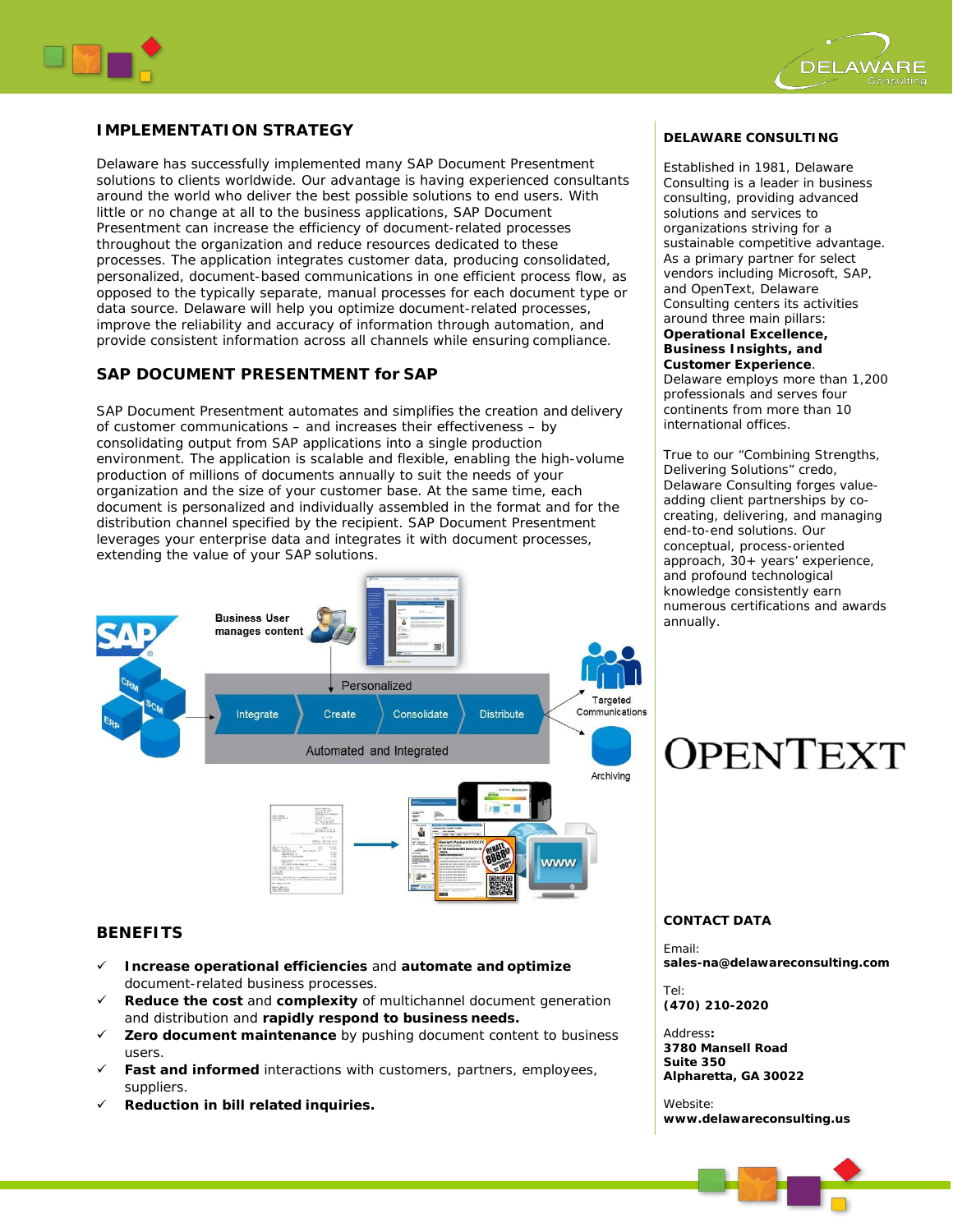## IMPLEMENTATION STRATEGY

Delaware has successfully implemented many SAP Document Presentment solutions to clients worldwide. Our advantage is having experienced consultants around the world who deliver the best possible solutions to end users. With little or no change at all to the business applications, SAP Document Presentment can increase the efficiency of document-related processes throughout the organization and reduce resources dedicated to these processes. The application integrates customer data, producing consolidated, personalized, document-based communications in one efficient process flow, as opposed to the typically separate, manual processes for each document type or data source. Delaware will help you optimize document-related processes, improve the reliability and accuracy of information through automation, and provide consistent information across all channels while ensuring compliance.

## SAP DOCUMENT PRESENTMENT for SAP

SAP Document Presentment automates and simplifies the creation and delivery of customer communications – and increases their effectiveness – by consolidating output from SAP applications into a single production environment. The application is scalable and flexible, enabling the high-volume production of millions of documents annually to suit the needs of your organization and the size of your customer base. At the same time, each document is personalized and individually assembled in the format and for the distribution channel specified by the recipient. SAP Document Presentment leverages your enterprise data and integrates it with document processes, extending the value of your SAP solutions.

SAP
CRM
SCM
ERP
Business User manages content
Personalized
Integrate
Create
Consolidate
Distribute
Automated and Integrated
Targeted Communications
Archiving

## BENEFITS

- ✓ **Increase operational efficiencies** and **automate and optimize** document-related business processes.
- ✓ **Reduce the cost** and **complexity** of multichannel document generation and distribution and **rapidly respond to business needs.**
- ✓ **Zero document maintenance** by pushing document content to business users.
- ✓ **Fast and informed** interactions with customers, partners, employees, suppliers.
- ✓ **Reduction in bill related inquiries.**

## DELAWARE CONSULTING

Established in 1981, Delaware Consulting is a leader in business consulting, providing advanced solutions and services to organizations striving for a sustainable competitive advantage. As a primary partner for select vendors including Microsoft, SAP, and OpenText, Delaware Consulting centers its activities around three main pillars: **Operational Excellence, Business Insights, and Customer Experience**. Delaware employs more than 1,200 professionals and serves four continents from more than 10 international offices.

True to our "Combining Strengths, Delivering Solutions" credo, Delaware Consulting forges value-adding client partnerships by co-creating, delivering, and managing end-to-end solutions. Our conceptual, process-oriented approach, 30+ years' experience, and profound technological knowledge consistently earn numerous certifications and awards annually.

OPENTEXT

## CONTACT DATA

Email:
**sales-na@delawareconsulting.com**

Tel:
**(470) 210-2020**

Address:
**3780 Mansell Road**
**Suite 350**
**Alpharetta, GA 30022**

Website:
**www.delawareconsulting.us**